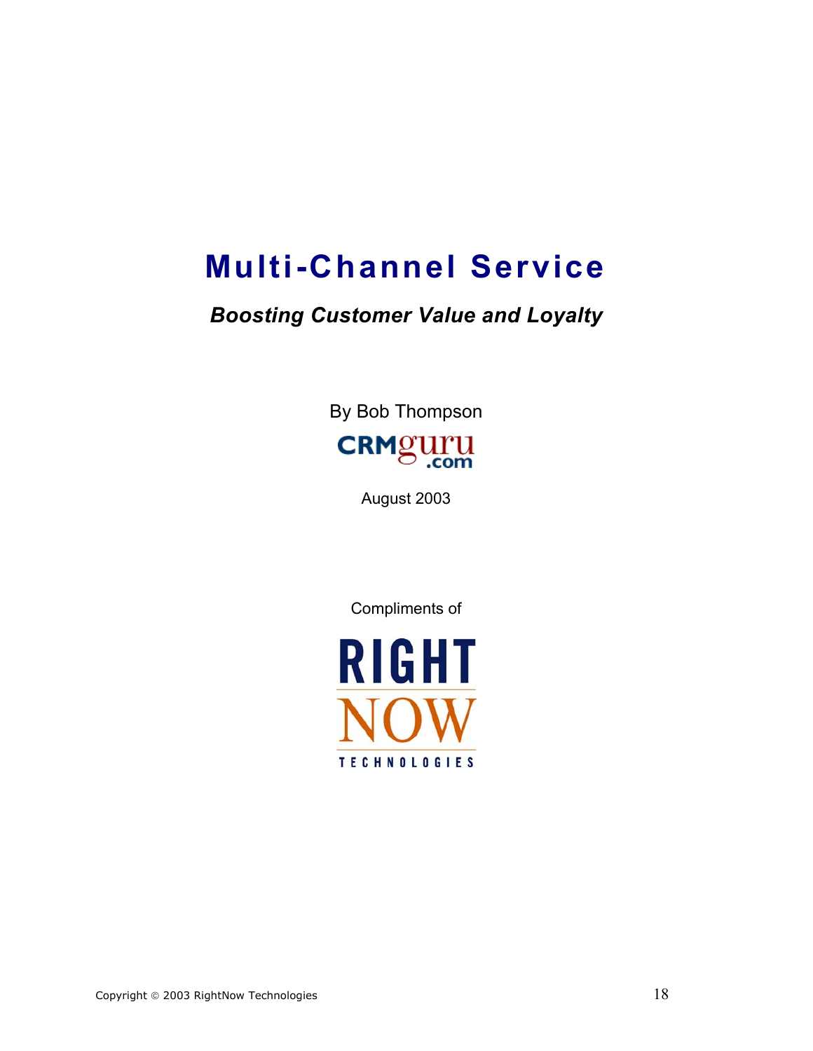# Multi-Channel Service

***Boosting Customer Value and Loyalty***

By Bob Thompson

CRMguru.com

August 2003

Compliments of

RIGHT NOW TECHNOLOGIES

Copyright © 2003 RightNow Technologies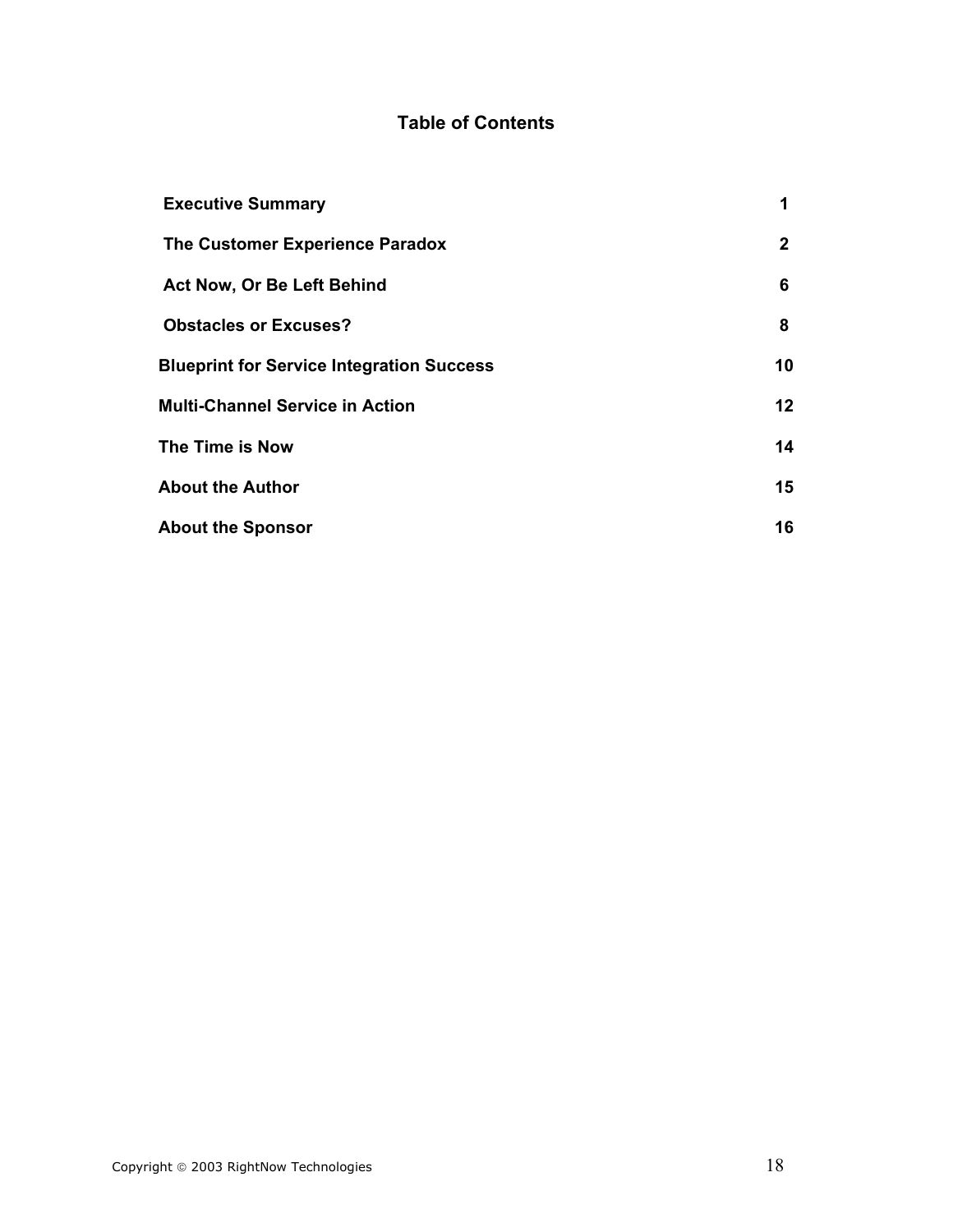## Table of Contents

| | |
|---|---|
| **Executive Summary** | **1** |
| **The Customer Experience Paradox** | **2** |
| **Act Now, Or Be Left Behind** | **6** |
| **Obstacles or Excuses?** | **8** |
| **Blueprint for Service Integration Success** | **10** |
| **Multi-Channel Service in Action** | **12** |
| **The Time is Now** | **14** |
| **About the Author** | **15** |
| **About the Sponsor** | **16** |

Copyright © 2003 RightNow Technologies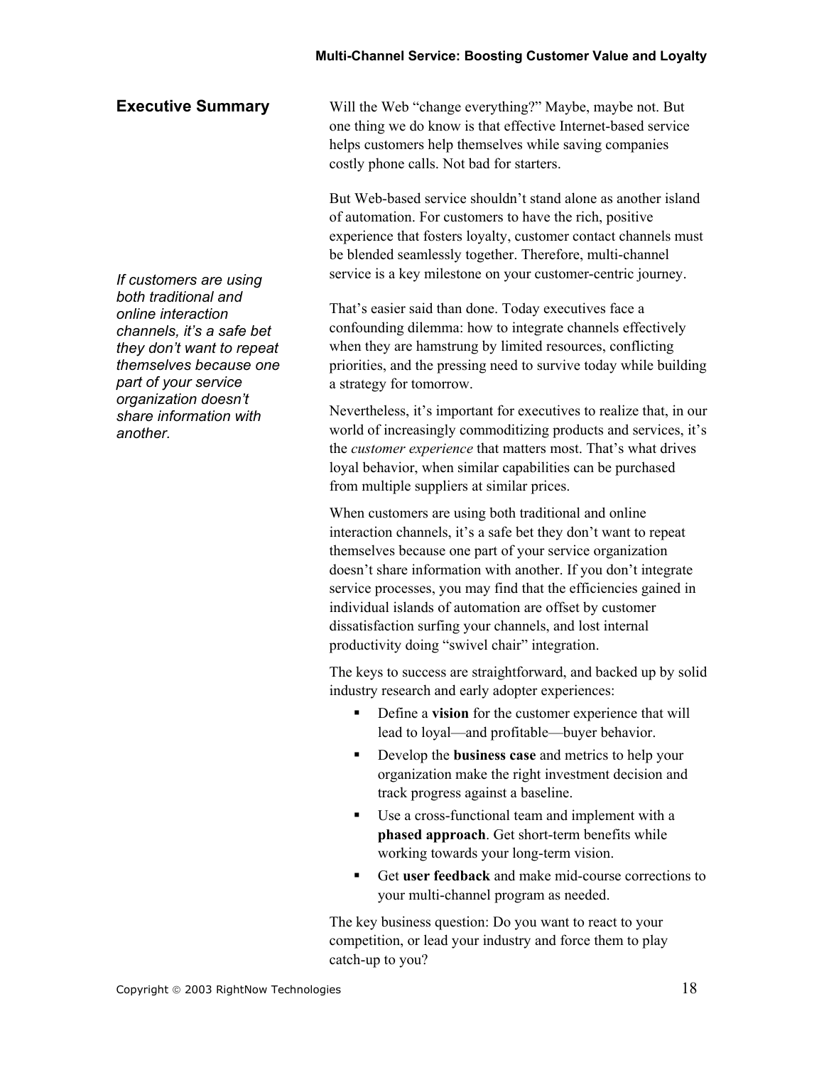## Executive Summary

Will the Web "change everything?" Maybe, maybe not. But one thing we do know is that effective Internet-based service helps customers help themselves while saving companies costly phone calls. Not bad for starters.

But Web-based service shouldn't stand alone as another island of automation. For customers to have the rich, positive experience that fosters loyalty, customer contact channels must be blended seamlessly together. Therefore, multi-channel service is a key milestone on your customer-centric journey.

*If customers are using both traditional and online interaction channels, it's a safe bet they don't want to repeat themselves because one part of your service organization doesn't share information with another.*

That's easier said than done. Today executives face a confounding dilemma: how to integrate channels effectively when they are hamstrung by limited resources, conflicting priorities, and the pressing need to survive today while building a strategy for tomorrow.

Nevertheless, it's important for executives to realize that, in our world of increasingly commoditizing products and services, it's the *customer experience* that matters most. That's what drives loyal behavior, when similar capabilities can be purchased from multiple suppliers at similar prices.

When customers are using both traditional and online interaction channels, it's a safe bet they don't want to repeat themselves because one part of your service organization doesn't share information with another. If you don't integrate service processes, you may find that the efficiencies gained in individual islands of automation are offset by customer dissatisfaction surfing your channels, and lost internal productivity doing "swivel chair" integration.

The keys to success are straightforward, and backed up by solid industry research and early adopter experiences:

- Define a **vision** for the customer experience that will lead to loyal—and profitable—buyer behavior.
- Develop the **business case** and metrics to help your organization make the right investment decision and track progress against a baseline.
- Use a cross-functional team and implement with a **phased approach**. Get short-term benefits while working towards your long-term vision.
- Get **user feedback** and make mid-course corrections to your multi-channel program as needed.

The key business question: Do you want to react to your competition, or lead your industry and force them to play catch-up to you?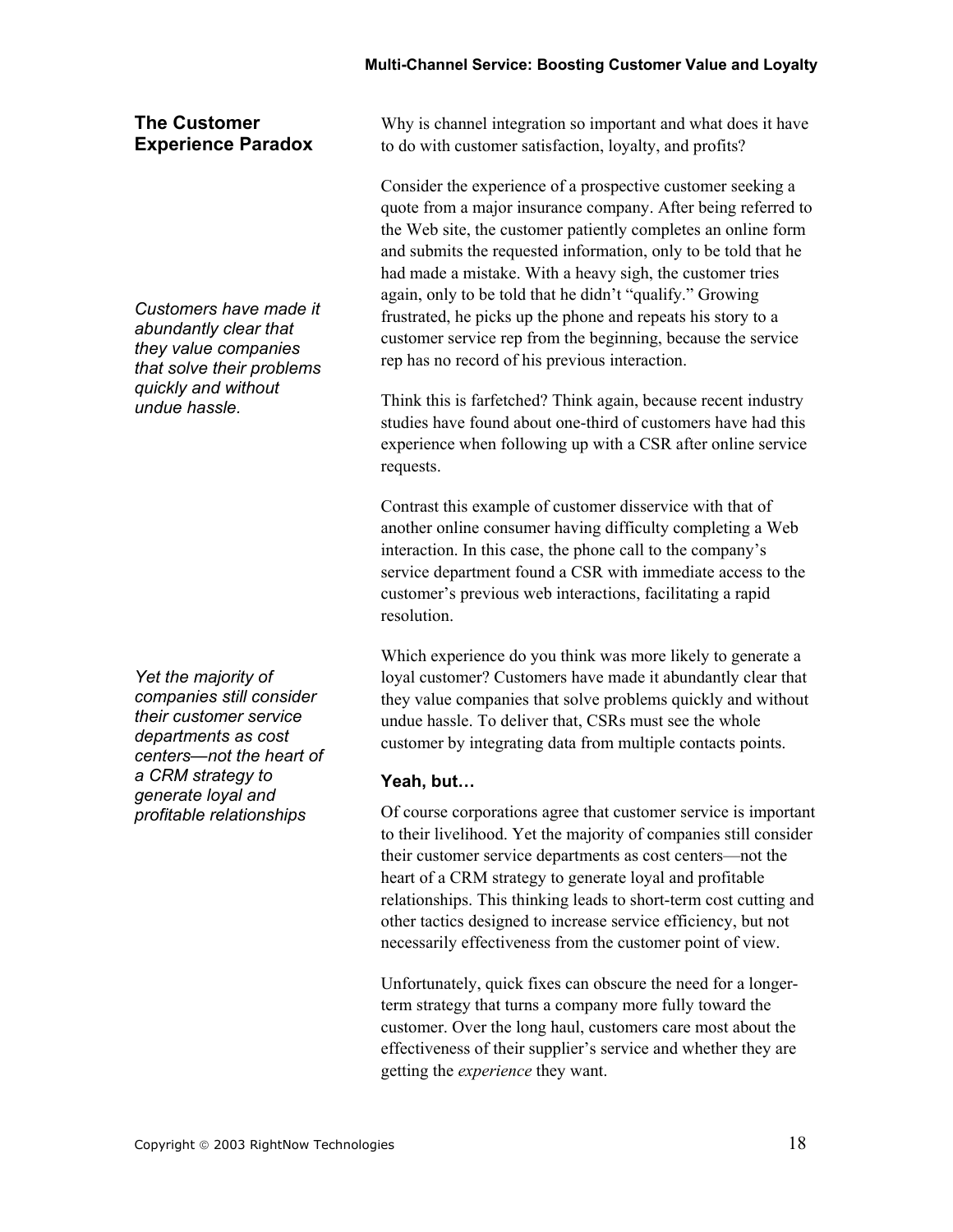## The Customer Experience Paradox

Why is channel integration so important and what does it have to do with customer satisfaction, loyalty, and profits?

Consider the experience of a prospective customer seeking a quote from a major insurance company. After being referred to the Web site, the customer patiently completes an online form and submits the requested information, only to be told that he had made a mistake. With a heavy sigh, the customer tries again, only to be told that he didn't "qualify." Growing frustrated, he picks up the phone and repeats his story to a customer service rep from the beginning, because the service rep has no record of his previous interaction.

*Customers have made it abundantly clear that they value companies that solve their problems quickly and without undue hassle.*

Think this is farfetched? Think again, because recent industry studies have found about one-third of customers have had this experience when following up with a CSR after online service requests.

Contrast this example of customer disservice with that of another online consumer having difficulty completing a Web interaction. In this case, the phone call to the company's service department found a CSR with immediate access to the customer's previous web interactions, facilitating a rapid resolution.

Which experience do you think was more likely to generate a loyal customer? Customers have made it abundantly clear that they value companies that solve problems quickly and without undue hassle. To deliver that, CSRs must see the whole customer by integrating data from multiple contacts points.

### Yeah, but…

*Yet the majority of companies still consider their customer service departments as cost centers—not the heart of a CRM strategy to generate loyal and profitable relationships*

Of course corporations agree that customer service is important to their livelihood. Yet the majority of companies still consider their customer service departments as cost centers—not the heart of a CRM strategy to generate loyal and profitable relationships. This thinking leads to short-term cost cutting and other tactics designed to increase service efficiency, but not necessarily effectiveness from the customer point of view.

Unfortunately, quick fixes can obscure the need for a longer-term strategy that turns a company more fully toward the customer. Over the long haul, customers care most about the effectiveness of their supplier's service and whether they are getting the *experience* they want.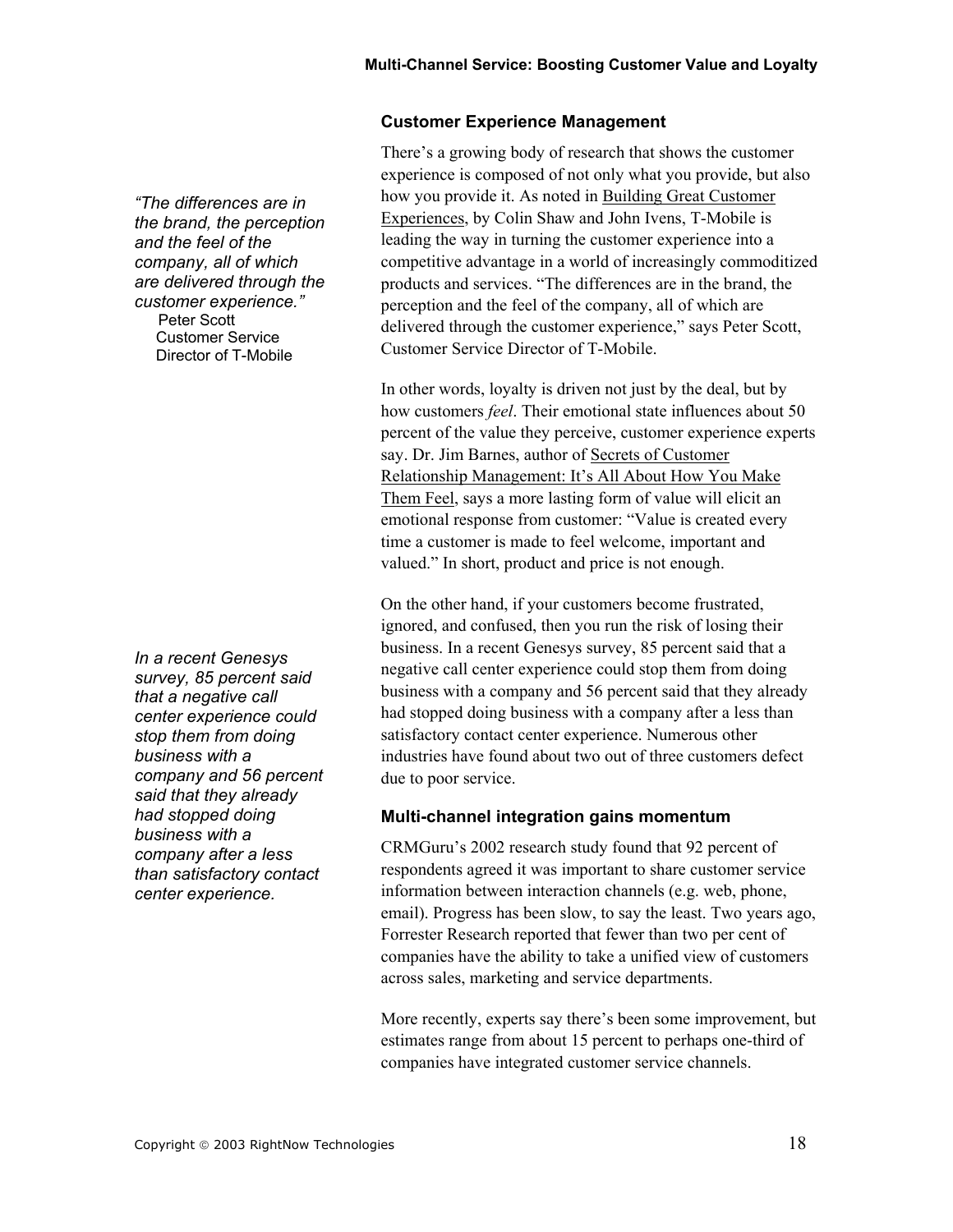## Customer Experience Management

*"The differences are in the brand, the perception and the feel of the company, all of which are delivered through the customer experience."*
Peter Scott
Customer Service Director of T-Mobile

There's a growing body of research that shows the customer experience is composed of not only what you provide, but also how you provide it. As noted in Building Great Customer Experiences, by Colin Shaw and John Ivens, T-Mobile is leading the way in turning the customer experience into a competitive advantage in a world of increasingly commoditized products and services. "The differences are in the brand, the perception and the feel of the company, all of which are delivered through the customer experience," says Peter Scott, Customer Service Director of T-Mobile.

In other words, loyalty is driven not just by the deal, but by how customers *feel*. Their emotional state influences about 50 percent of the value they perceive, customer experience experts say. Dr. Jim Barnes, author of Secrets of Customer Relationship Management: It's All About How You Make Them Feel, says a more lasting form of value will elicit an emotional response from customer: "Value is created every time a customer is made to feel welcome, important and valued." In short, product and price is not enough.

*In a recent Genesys survey, 85 percent said that a negative call center experience could stop them from doing business with a company and 56 percent said that they already had stopped doing business with a company after a less than satisfactory contact center experience.*

On the other hand, if your customers become frustrated, ignored, and confused, then you run the risk of losing their business. In a recent Genesys survey, 85 percent said that a negative call center experience could stop them from doing business with a company and 56 percent said that they already had stopped doing business with a company after a less than satisfactory contact center experience. Numerous other industries have found about two out of three customers defect due to poor service.

### Multi-channel integration gains momentum

CRMGuru's 2002 research study found that 92 percent of respondents agreed it was important to share customer service information between interaction channels (e.g. web, phone, email). Progress has been slow, to say the least. Two years ago, Forrester Research reported that fewer than two per cent of companies have the ability to take a unified view of customers across sales, marketing and service departments.

More recently, experts say there's been some improvement, but estimates range from about 15 percent to perhaps one-third of companies have integrated customer service channels.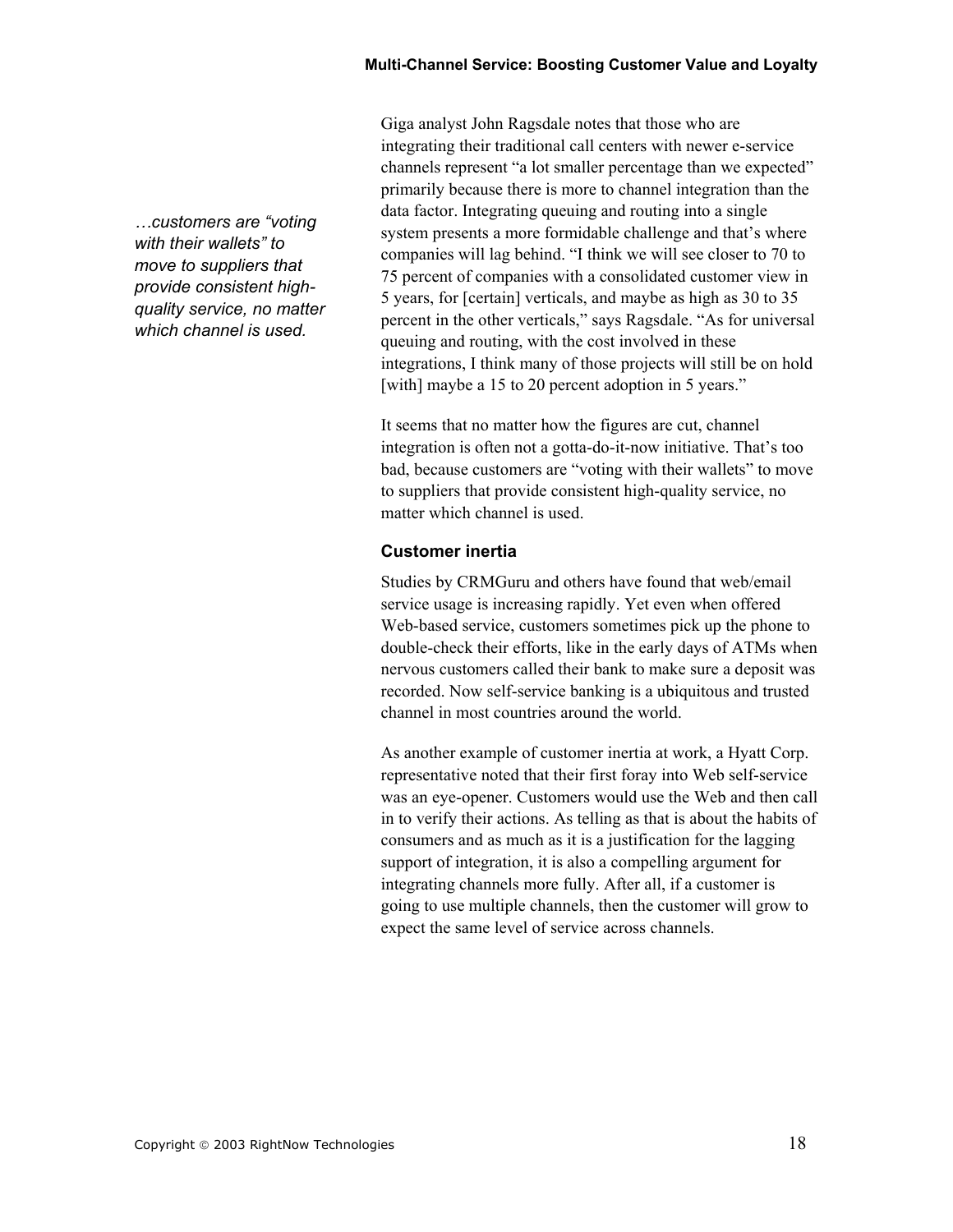*…customers are "voting with their wallets" to move to suppliers that provide consistent high-quality service, no matter which channel is used.*

Giga analyst John Ragsdale notes that those who are integrating their traditional call centers with newer e-service channels represent "a lot smaller percentage than we expected" primarily because there is more to channel integration than the data factor. Integrating queuing and routing into a single system presents a more formidable challenge and that's where companies will lag behind. "I think we will see closer to 70 to 75 percent of companies with a consolidated customer view in 5 years, for [certain] verticals, and maybe as high as 30 to 35 percent in the other verticals," says Ragsdale. "As for universal queuing and routing, with the cost involved in these integrations, I think many of those projects will still be on hold [with] maybe a 15 to 20 percent adoption in 5 years."

It seems that no matter how the figures are cut, channel integration is often not a gotta-do-it-now initiative. That's too bad, because customers are "voting with their wallets" to move to suppliers that provide consistent high-quality service, no matter which channel is used.

### Customer inertia

Studies by CRMGuru and others have found that web/email service usage is increasing rapidly. Yet even when offered Web-based service, customers sometimes pick up the phone to double-check their efforts, like in the early days of ATMs when nervous customers called their bank to make sure a deposit was recorded. Now self-service banking is a ubiquitous and trusted channel in most countries around the world.

As another example of customer inertia at work, a Hyatt Corp. representative noted that their first foray into Web self-service was an eye-opener. Customers would use the Web and then call in to verify their actions. As telling as that is about the habits of consumers and as much as it is a justification for the lagging support of integration, it is also a compelling argument for integrating channels more fully. After all, if a customer is going to use multiple channels, then the customer will grow to expect the same level of service across channels.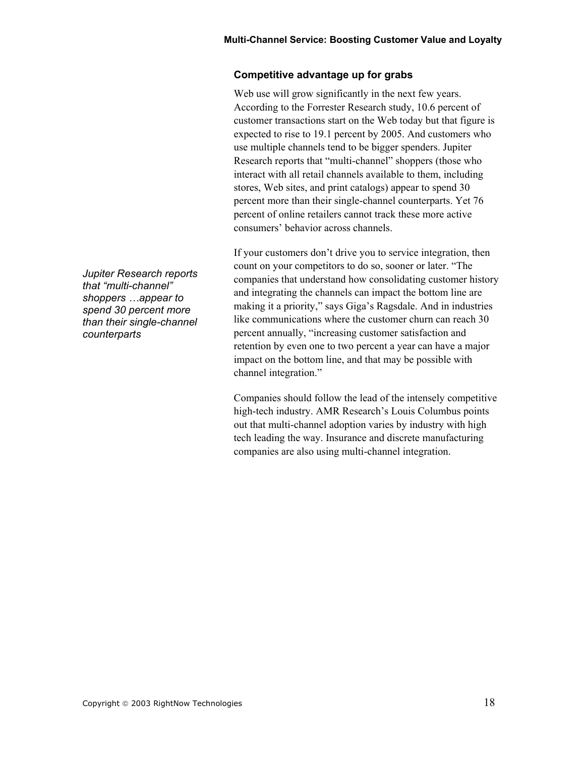## Competitive advantage up for grabs

Web use will grow significantly in the next few years. According to the Forrester Research study, 10.6 percent of customer transactions start on the Web today but that figure is expected to rise to 19.1 percent by 2005. And customers who use multiple channels tend to be bigger spenders. Jupiter Research reports that “multi-channel” shoppers (those who interact with all retail channels available to them, including stores, Web sites, and print catalogs) appear to spend 30 percent more than their single-channel counterparts. Yet 76 percent of online retailers cannot track these more active consumers’ behavior across channels.

*Jupiter Research reports that “multi-channel” shoppers …appear to spend 30 percent more than their single-channel counterparts*

If your customers don’t drive you to service integration, then count on your competitors to do so, sooner or later. “The companies that understand how consolidating customer history and integrating the channels can impact the bottom line are making it a priority,” says Giga’s Ragsdale. And in industries like communications where the customer churn can reach 30 percent annually, “increasing customer satisfaction and retention by even one to two percent a year can have a major impact on the bottom line, and that may be possible with channel integration.”

Companies should follow the lead of the intensely competitive high-tech industry. AMR Research’s Louis Columbus points out that multi-channel adoption varies by industry with high tech leading the way. Insurance and discrete manufacturing companies are also using multi-channel integration.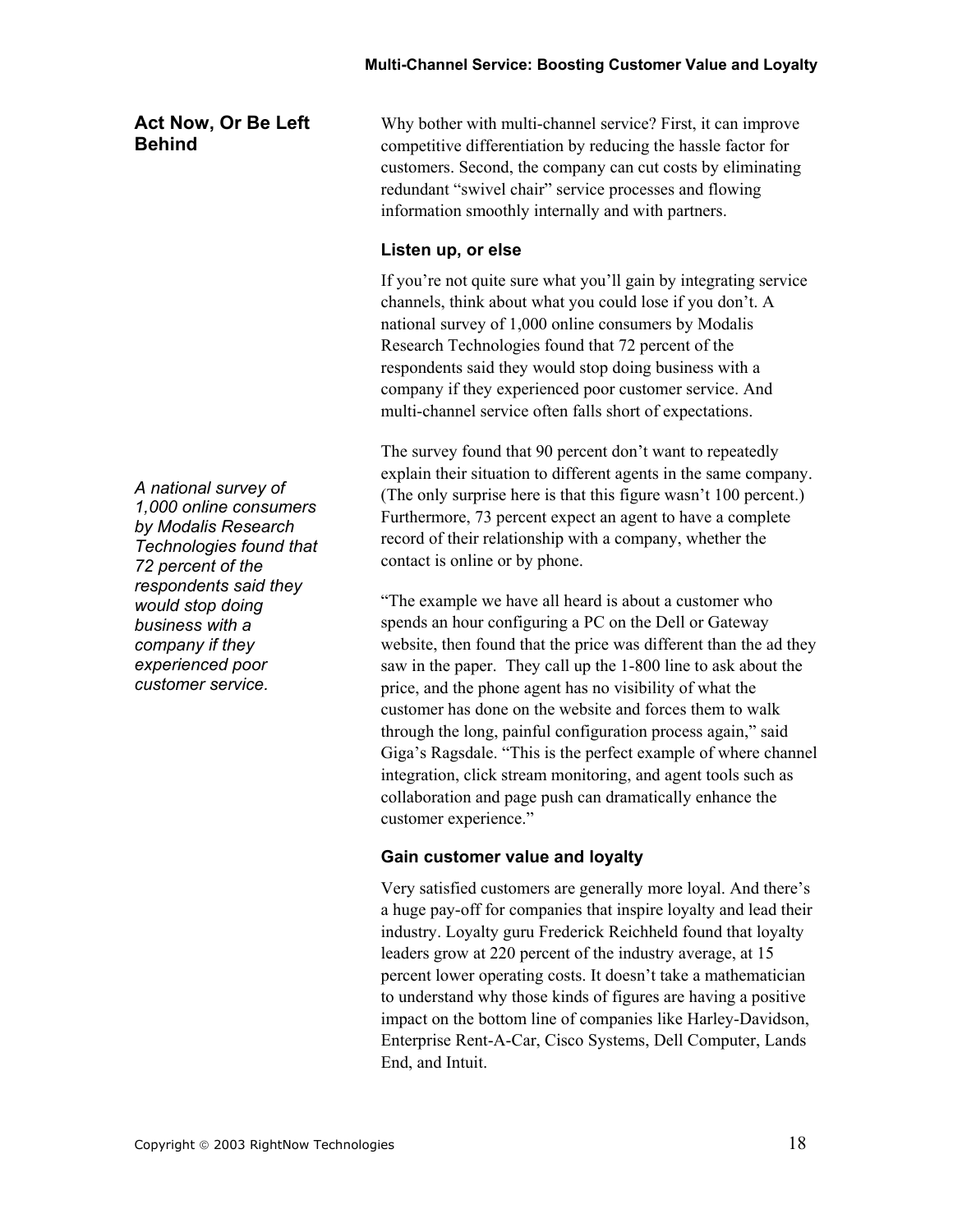## Act Now, Or Be Left Behind

Why bother with multi-channel service? First, it can improve competitive differentiation by reducing the hassle factor for customers. Second, the company can cut costs by eliminating redundant "swivel chair" service processes and flowing information smoothly internally and with partners.

### Listen up, or else

If you're not quite sure what you'll gain by integrating service channels, think about what you could lose if you don't. A national survey of 1,000 online consumers by Modalis Research Technologies found that 72 percent of the respondents said they would stop doing business with a company if they experienced poor customer service. And multi-channel service often falls short of expectations.

*A national survey of 1,000 online consumers by Modalis Research Technologies found that 72 percent of the respondents said they would stop doing business with a company if they experienced poor customer service.*

The survey found that 90 percent don't want to repeatedly explain their situation to different agents in the same company. (The only surprise here is that this figure wasn't 100 percent.) Furthermore, 73 percent expect an agent to have a complete record of their relationship with a company, whether the contact is online or by phone.

"The example we have all heard is about a customer who spends an hour configuring a PC on the Dell or Gateway website, then found that the price was different than the ad they saw in the paper. They call up the 1-800 line to ask about the price, and the phone agent has no visibility of what the customer has done on the website and forces them to walk through the long, painful configuration process again," said Giga's Ragsdale. "This is the perfect example of where channel integration, click stream monitoring, and agent tools such as collaboration and page push can dramatically enhance the customer experience."

### Gain customer value and loyalty

Very satisfied customers are generally more loyal. And there's a huge pay-off for companies that inspire loyalty and lead their industry. Loyalty guru Frederick Reichheld found that loyalty leaders grow at 220 percent of the industry average, at 15 percent lower operating costs. It doesn't take a mathematician to understand why those kinds of figures are having a positive impact on the bottom line of companies like Harley-Davidson, Enterprise Rent-A-Car, Cisco Systems, Dell Computer, Lands End, and Intuit.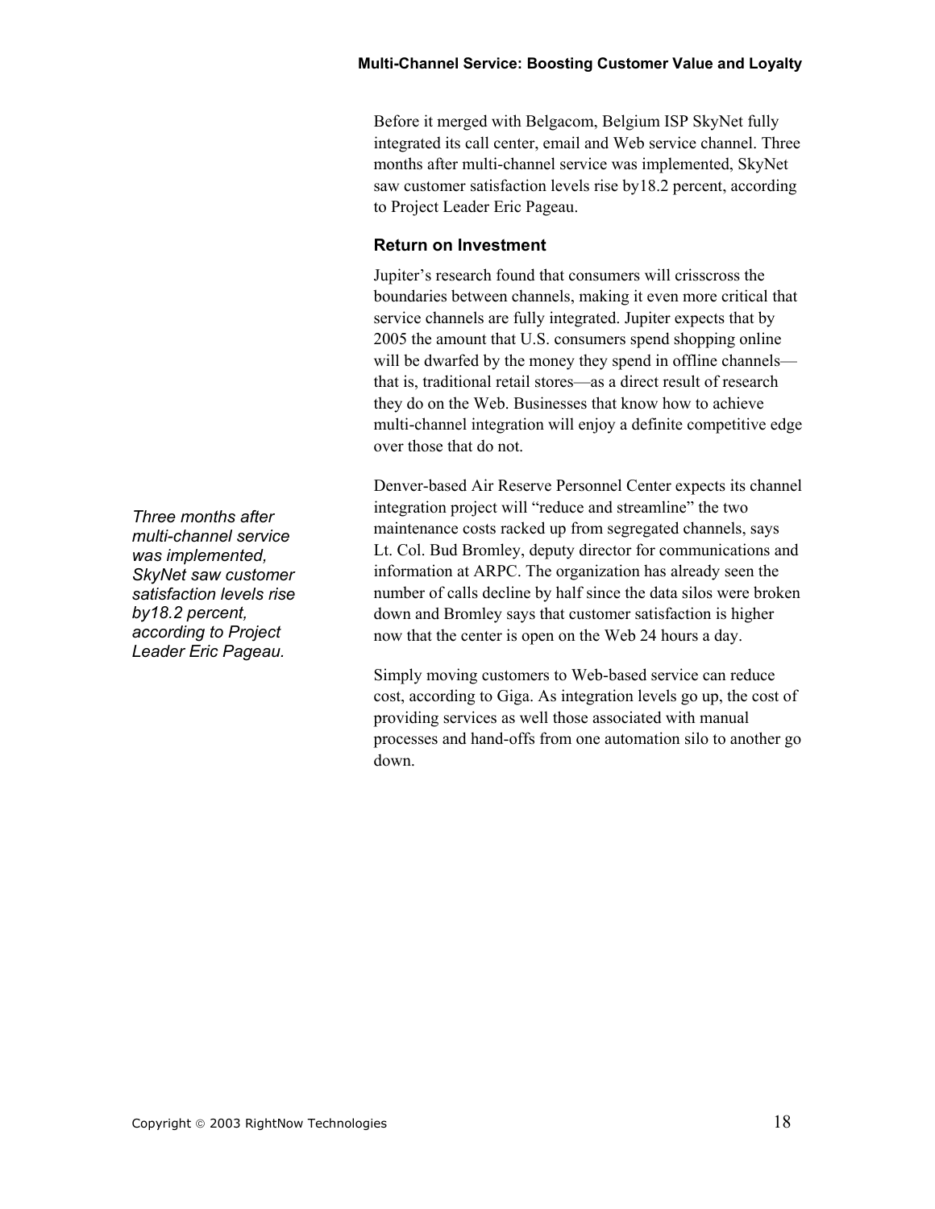Before it merged with Belgacom, Belgium ISP SkyNet fully integrated its call center, email and Web service channel. Three months after multi-channel service was implemented, SkyNet saw customer satisfaction levels rise by18.2 percent, according to Project Leader Eric Pageau.

### Return on Investment

Jupiter's research found that consumers will crisscross the boundaries between channels, making it even more critical that service channels are fully integrated. Jupiter expects that by 2005 the amount that U.S. consumers spend shopping online will be dwarfed by the money they spend in offline channels—that is, traditional retail stores—as a direct result of research they do on the Web. Businesses that know how to achieve multi-channel integration will enjoy a definite competitive edge over those that do not.

*Three months after multi-channel service was implemented, SkyNet saw customer satisfaction levels rise by18.2 percent, according to Project Leader Eric Pageau.*

Denver-based Air Reserve Personnel Center expects its channel integration project will "reduce and streamline" the two maintenance costs racked up from segregated channels, says Lt. Col. Bud Bromley, deputy director for communications and information at ARPC. The organization has already seen the number of calls decline by half since the data silos were broken down and Bromley says that customer satisfaction is higher now that the center is open on the Web 24 hours a day.

Simply moving customers to Web-based service can reduce cost, according to Giga. As integration levels go up, the cost of providing services as well those associated with manual processes and hand-offs from one automation silo to another go down.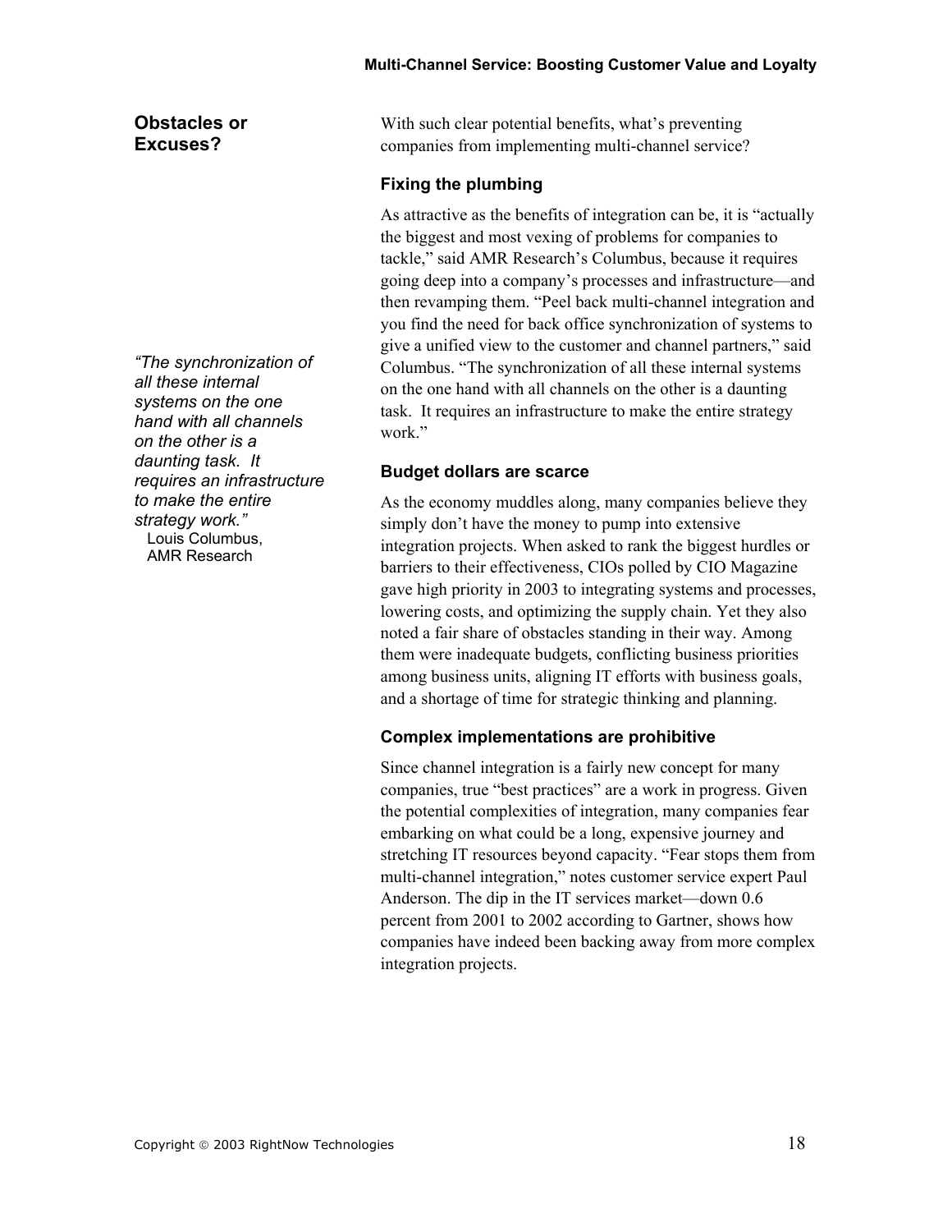## Obstacles or Excuses?

With such clear potential benefits, what's preventing companies from implementing multi-channel service?

### Fixing the plumbing

As attractive as the benefits of integration can be, it is "actually the biggest and most vexing of problems for companies to tackle," said AMR Research's Columbus, because it requires going deep into a company's processes and infrastructure—and then revamping them. "Peel back multi-channel integration and you find the need for back office synchronization of systems to give a unified view to the customer and channel partners," said Columbus. "The synchronization of all these internal systems on the one hand with all channels on the other is a daunting task. It requires an infrastructure to make the entire strategy work."

*"The synchronization of all these internal systems on the one hand with all channels on the other is a daunting task. It requires an infrastructure to make the entire strategy work."*
Louis Columbus,
AMR Research

### Budget dollars are scarce

As the economy muddles along, many companies believe they simply don't have the money to pump into extensive integration projects. When asked to rank the biggest hurdles or barriers to their effectiveness, CIOs polled by CIO Magazine gave high priority in 2003 to integrating systems and processes, lowering costs, and optimizing the supply chain. Yet they also noted a fair share of obstacles standing in their way. Among them were inadequate budgets, conflicting business priorities among business units, aligning IT efforts with business goals, and a shortage of time for strategic thinking and planning.

### Complex implementations are prohibitive

Since channel integration is a fairly new concept for many companies, true "best practices" are a work in progress. Given the potential complexities of integration, many companies fear embarking on what could be a long, expensive journey and stretching IT resources beyond capacity. "Fear stops them from multi-channel integration," notes customer service expert Paul Anderson. The dip in the IT services market—down 0.6 percent from 2001 to 2002 according to Gartner, shows how companies have indeed been backing away from more complex integration projects.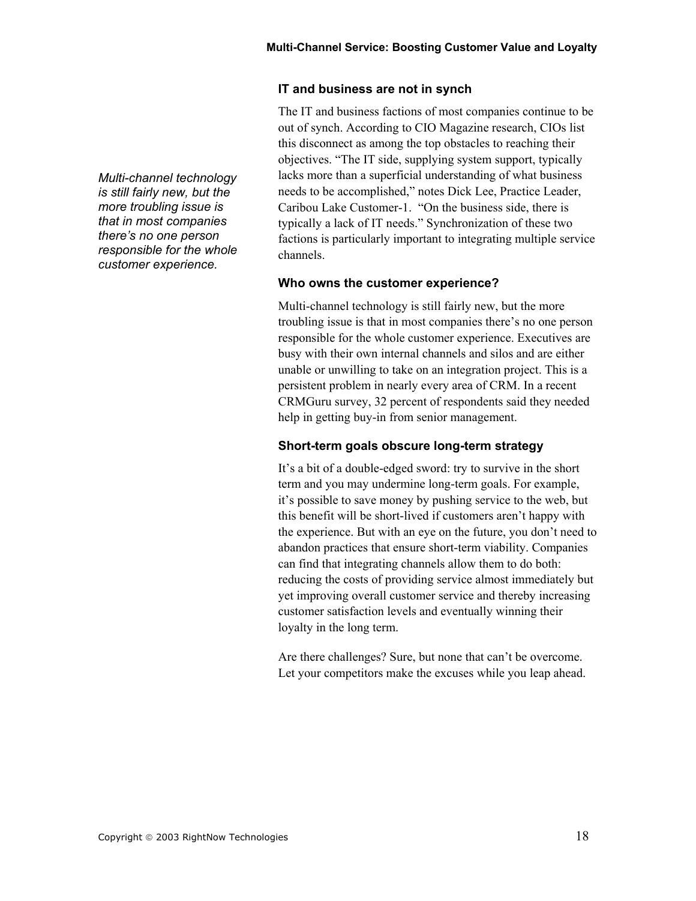### IT and business are not in synch

The IT and business factions of most companies continue to be out of synch. According to CIO Magazine research, CIOs list this disconnect as among the top obstacles to reaching their objectives. "The IT side, supplying system support, typically lacks more than a superficial understanding of what business needs to be accomplished," notes Dick Lee, Practice Leader, Caribou Lake Customer-1. "On the business side, there is typically a lack of IT needs." Synchronization of these two factions is particularly important to integrating multiple service channels.

*Multi-channel technology is still fairly new, but the more troubling issue is that in most companies there's no one person responsible for the whole customer experience.*

### Who owns the customer experience?

Multi-channel technology is still fairly new, but the more troubling issue is that in most companies there's no one person responsible for the whole customer experience. Executives are busy with their own internal channels and silos and are either unable or unwilling to take on an integration project. This is a persistent problem in nearly every area of CRM. In a recent CRMGuru survey, 32 percent of respondents said they needed help in getting buy-in from senior management.

### Short-term goals obscure long-term strategy

It's a bit of a double-edged sword: try to survive in the short term and you may undermine long-term goals. For example, it's possible to save money by pushing service to the web, but this benefit will be short-lived if customers aren't happy with the experience. But with an eye on the future, you don't need to abandon practices that ensure short-term viability. Companies can find that integrating channels allow them to do both: reducing the costs of providing service almost immediately but yet improving overall customer service and thereby increasing customer satisfaction levels and eventually winning their loyalty in the long term.

Are there challenges? Sure, but none that can't be overcome. Let your competitors make the excuses while you leap ahead.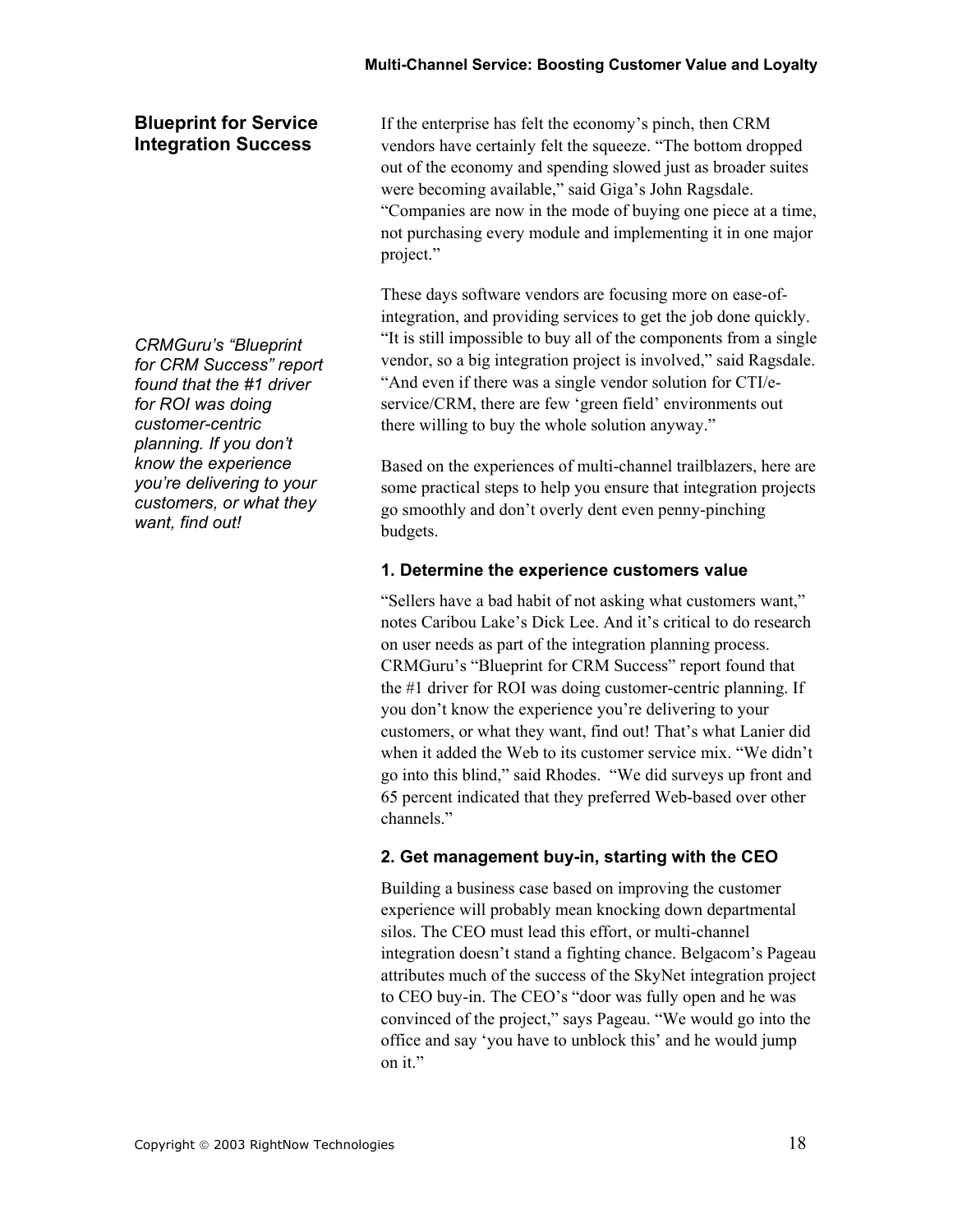## Blueprint for Service Integration Success

If the enterprise has felt the economy's pinch, then CRM vendors have certainly felt the squeeze. "The bottom dropped out of the economy and spending slowed just as broader suites were becoming available," said Giga's John Ragsdale. "Companies are now in the mode of buying one piece at a time, not purchasing every module and implementing it in one major project."

These days software vendors are focusing more on ease-of-integration, and providing services to get the job done quickly. "It is still impossible to buy all of the components from a single vendor, so a big integration project is involved," said Ragsdale. "And even if there was a single vendor solution for CTI/e-service/CRM, there are few 'green field' environments out there willing to buy the whole solution anyway."

*CRMGuru's "Blueprint for CRM Success" report found that the #1 driver for ROI was doing customer-centric planning. If you don't know the experience you're delivering to your customers, or what they want, find out!*

Based on the experiences of multi-channel trailblazers, here are some practical steps to help you ensure that integration projects go smoothly and don't overly dent even penny-pinching budgets.

### 1. Determine the experience customers value

"Sellers have a bad habit of not asking what customers want," notes Caribou Lake's Dick Lee. And it's critical to do research on user needs as part of the integration planning process. CRMGuru's "Blueprint for CRM Success" report found that the #1 driver for ROI was doing customer-centric planning. If you don't know the experience you're delivering to your customers, or what they want, find out! That's what Lanier did when it added the Web to its customer service mix. "We didn't go into this blind," said Rhodes. "We did surveys up front and 65 percent indicated that they preferred Web-based over other channels."

### 2. Get management buy-in, starting with the CEO

Building a business case based on improving the customer experience will probably mean knocking down departmental silos. The CEO must lead this effort, or multi-channel integration doesn't stand a fighting chance. Belgacom's Pageau attributes much of the success of the SkyNet integration project to CEO buy-in. The CEO's "door was fully open and he was convinced of the project," says Pageau. "We would go into the office and say 'you have to unblock this' and he would jump on it."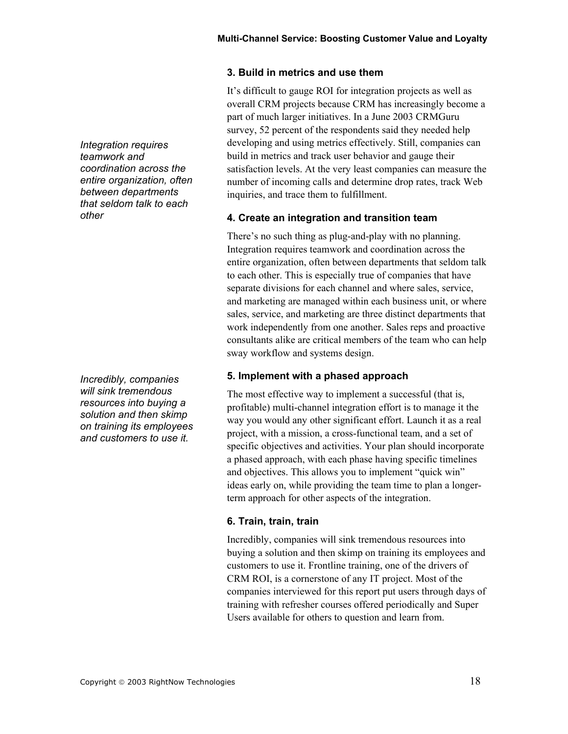### 3. Build in metrics and use them

It's difficult to gauge ROI for integration projects as well as overall CRM projects because CRM has increasingly become a part of much larger initiatives. In a June 2003 CRMGuru survey, 52 percent of the respondents said they needed help developing and using metrics effectively. Still, companies can build in metrics and track user behavior and gauge their satisfaction levels. At the very least companies can measure the number of incoming calls and determine drop rates, track Web inquiries, and trace them to fulfillment.

*Integration requires teamwork and coordination across the entire organization, often between departments that seldom talk to each other*

### 4. Create an integration and transition team

There's no such thing as plug-and-play with no planning. Integration requires teamwork and coordination across the entire organization, often between departments that seldom talk to each other. This is especially true of companies that have separate divisions for each channel and where sales, service, and marketing are managed within each business unit, or where sales, service, and marketing are three distinct departments that work independently from one another. Sales reps and proactive consultants alike are critical members of the team who can help sway workflow and systems design.

*Incredibly, companies will sink tremendous resources into buying a solution and then skimp on training its employees and customers to use it.*

### 5. Implement with a phased approach

The most effective way to implement a successful (that is, profitable) multi-channel integration effort is to manage it the way you would any other significant effort. Launch it as a real project, with a mission, a cross-functional team, and a set of specific objectives and activities. Your plan should incorporate a phased approach, with each phase having specific timelines and objectives. This allows you to implement "quick win" ideas early on, while providing the team time to plan a longer-term approach for other aspects of the integration.

### 6. Train, train, train

Incredibly, companies will sink tremendous resources into buying a solution and then skimp on training its employees and customers to use it. Frontline training, one of the drivers of CRM ROI, is a cornerstone of any IT project. Most of the companies interviewed for this report put users through days of training with refresher courses offered periodically and Super Users available for others to question and learn from.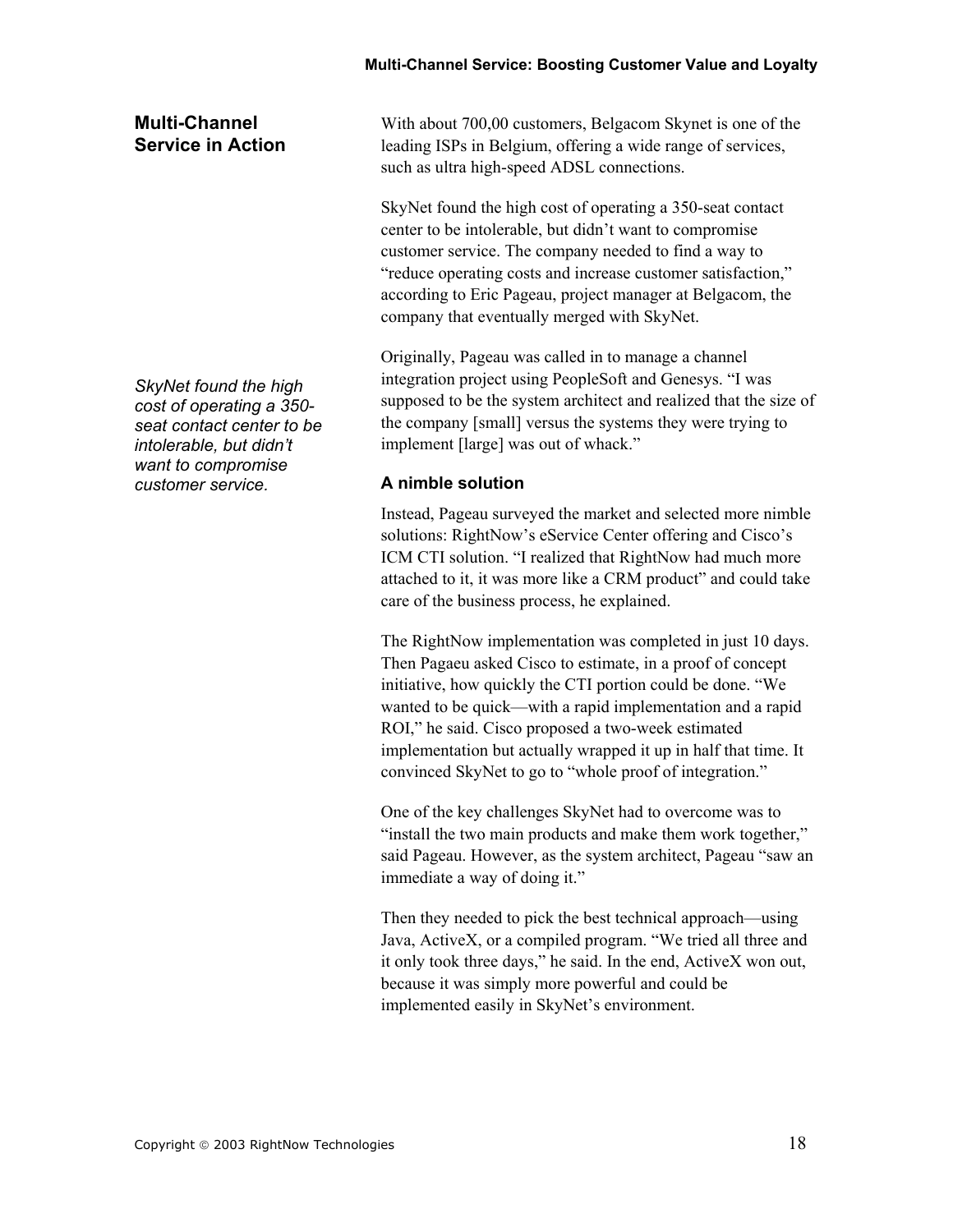## Multi-Channel Service in Action

With about 700,00 customers, Belgacom Skynet is one of the leading ISPs in Belgium, offering a wide range of services, such as ultra high-speed ADSL connections.

SkyNet found the high cost of operating a 350-seat contact center to be intolerable, but didn't want to compromise customer service. The company needed to find a way to "reduce operating costs and increase customer satisfaction," according to Eric Pageau, project manager at Belgacom, the company that eventually merged with SkyNet.

*SkyNet found the high cost of operating a 350-seat contact center to be intolerable, but didn't want to compromise customer service.*

Originally, Pageau was called in to manage a channel integration project using PeopleSoft and Genesys. "I was supposed to be the system architect and realized that the size of the company [small] versus the systems they were trying to implement [large] was out of whack."

### A nimble solution

Instead, Pageau surveyed the market and selected more nimble solutions: RightNow's eService Center offering and Cisco's ICM CTI solution. "I realized that RightNow had much more attached to it, it was more like a CRM product" and could take care of the business process, he explained.

The RightNow implementation was completed in just 10 days. Then Pagaeu asked Cisco to estimate, in a proof of concept initiative, how quickly the CTI portion could be done. "We wanted to be quick—with a rapid implementation and a rapid ROI," he said. Cisco proposed a two-week estimated implementation but actually wrapped it up in half that time. It convinced SkyNet to go to "whole proof of integration."

One of the key challenges SkyNet had to overcome was to "install the two main products and make them work together," said Pageau. However, as the system architect, Pageau "saw an immediate a way of doing it."

Then they needed to pick the best technical approach—using Java, ActiveX, or a compiled program. "We tried all three and it only took three days," he said. In the end, ActiveX won out, because it was simply more powerful and could be implemented easily in SkyNet's environment.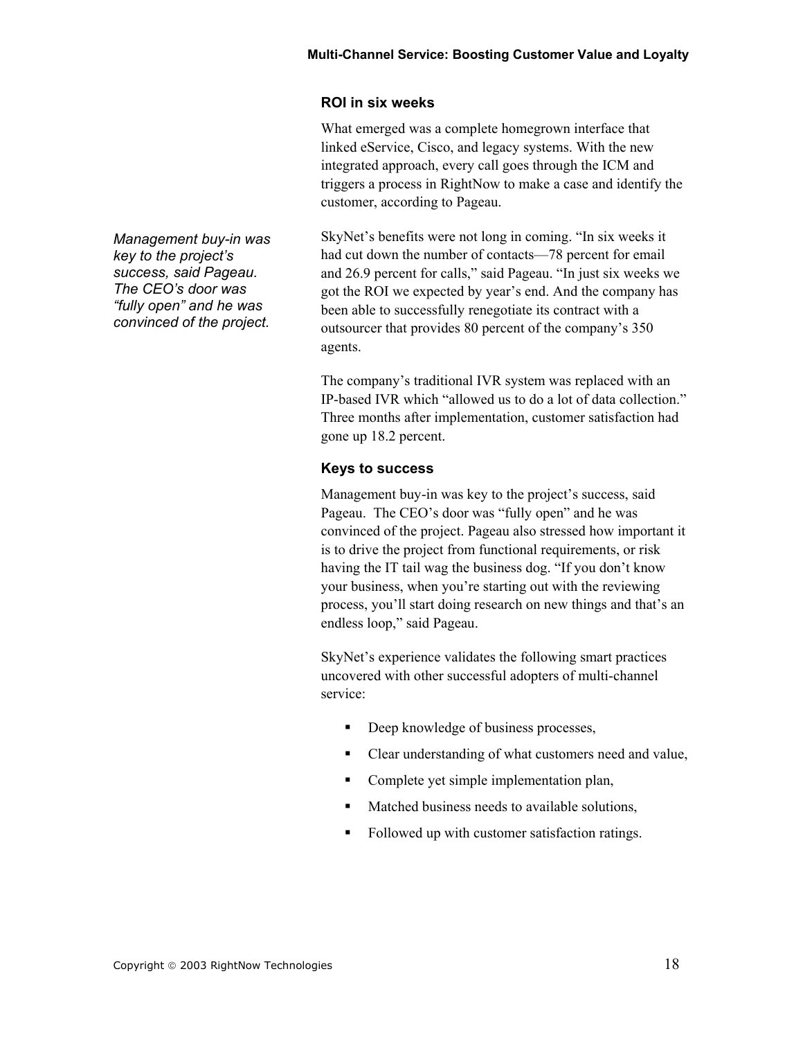## ROI in six weeks

What emerged was a complete homegrown interface that linked eService, Cisco, and legacy systems. With the new integrated approach, every call goes through the ICM and triggers a process in RightNow to make a case and identify the customer, according to Pageau.

*Management buy-in was key to the project's success, said Pageau. The CEO's door was "fully open" and he was convinced of the project.*

SkyNet's benefits were not long in coming. "In six weeks it had cut down the number of contacts—78 percent for email and 26.9 percent for calls," said Pageau. "In just six weeks we got the ROI we expected by year's end. And the company has been able to successfully renegotiate its contract with a outsourcer that provides 80 percent of the company's 350 agents.

The company's traditional IVR system was replaced with an IP-based IVR which "allowed us to do a lot of data collection." Three months after implementation, customer satisfaction had gone up 18.2 percent.

## Keys to success

Management buy-in was key to the project's success, said Pageau. The CEO's door was "fully open" and he was convinced of the project. Pageau also stressed how important it is to drive the project from functional requirements, or risk having the IT tail wag the business dog. "If you don't know your business, when you're starting out with the reviewing process, you'll start doing research on new things and that's an endless loop," said Pageau.

SkyNet's experience validates the following smart practices uncovered with other successful adopters of multi-channel service:

- Deep knowledge of business processes,
- Clear understanding of what customers need and value,
- Complete yet simple implementation plan,
- Matched business needs to available solutions,
- Followed up with customer satisfaction ratings.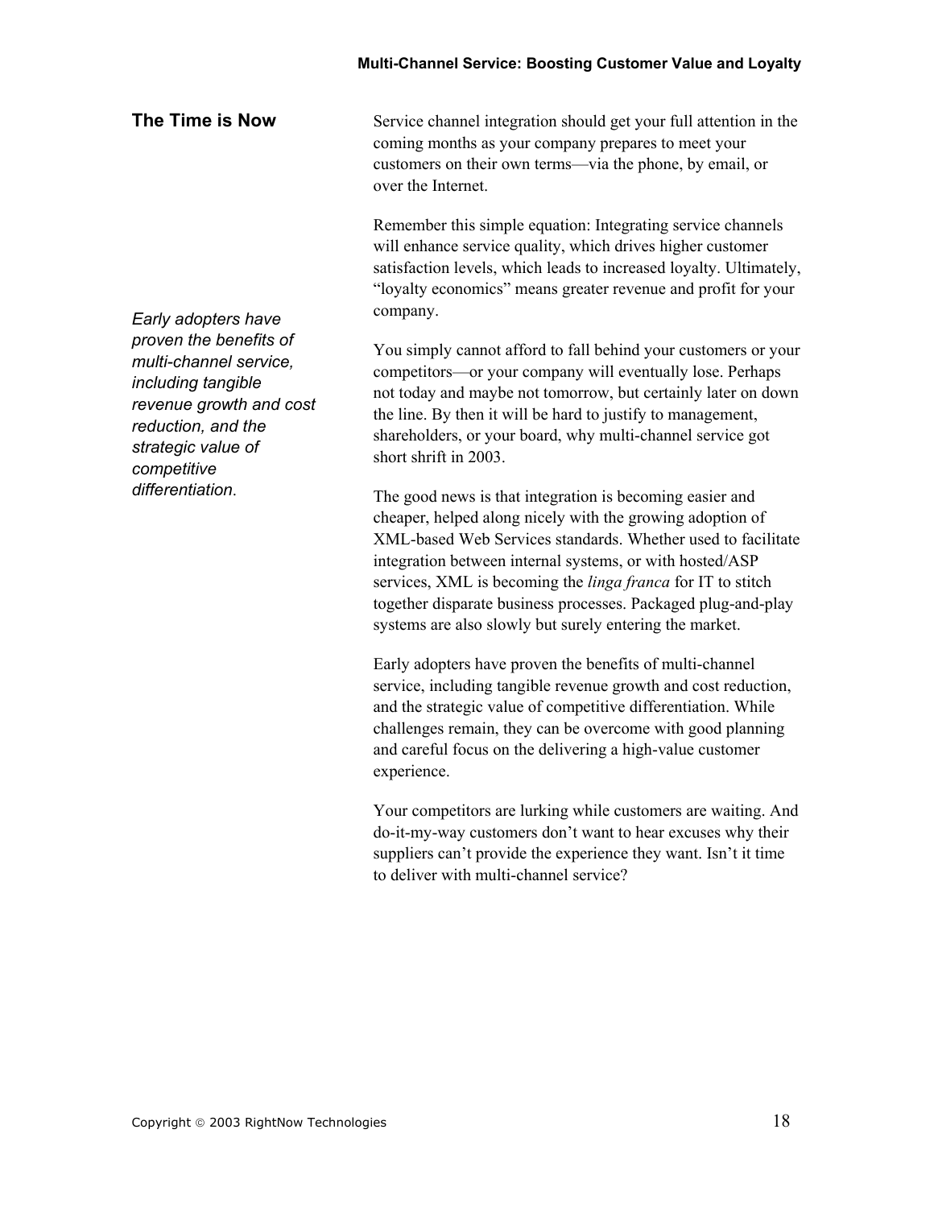## The Time is Now

Service channel integration should get your full attention in the coming months as your company prepares to meet your customers on their own terms—via the phone, by email, or over the Internet.

Remember this simple equation: Integrating service channels will enhance service quality, which drives higher customer satisfaction levels, which leads to increased loyalty. Ultimately, "loyalty economics" means greater revenue and profit for your company.

*Early adopters have proven the benefits of multi-channel service, including tangible revenue growth and cost reduction, and the strategic value of competitive differentiation.*

You simply cannot afford to fall behind your customers or your competitors—or your company will eventually lose. Perhaps not today and maybe not tomorrow, but certainly later on down the line. By then it will be hard to justify to management, shareholders, or your board, why multi-channel service got short shrift in 2003.

The good news is that integration is becoming easier and cheaper, helped along nicely with the growing adoption of XML-based Web Services standards. Whether used to facilitate integration between internal systems, or with hosted/ASP services, XML is becoming the *linga franca* for IT to stitch together disparate business processes. Packaged plug-and-play systems are also slowly but surely entering the market.

Early adopters have proven the benefits of multi-channel service, including tangible revenue growth and cost reduction, and the strategic value of competitive differentiation. While challenges remain, they can be overcome with good planning and careful focus on the delivering a high-value customer experience.

Your competitors are lurking while customers are waiting. And do-it-my-way customers don't want to hear excuses why their suppliers can't provide the experience they want. Isn't it time to deliver with multi-channel service?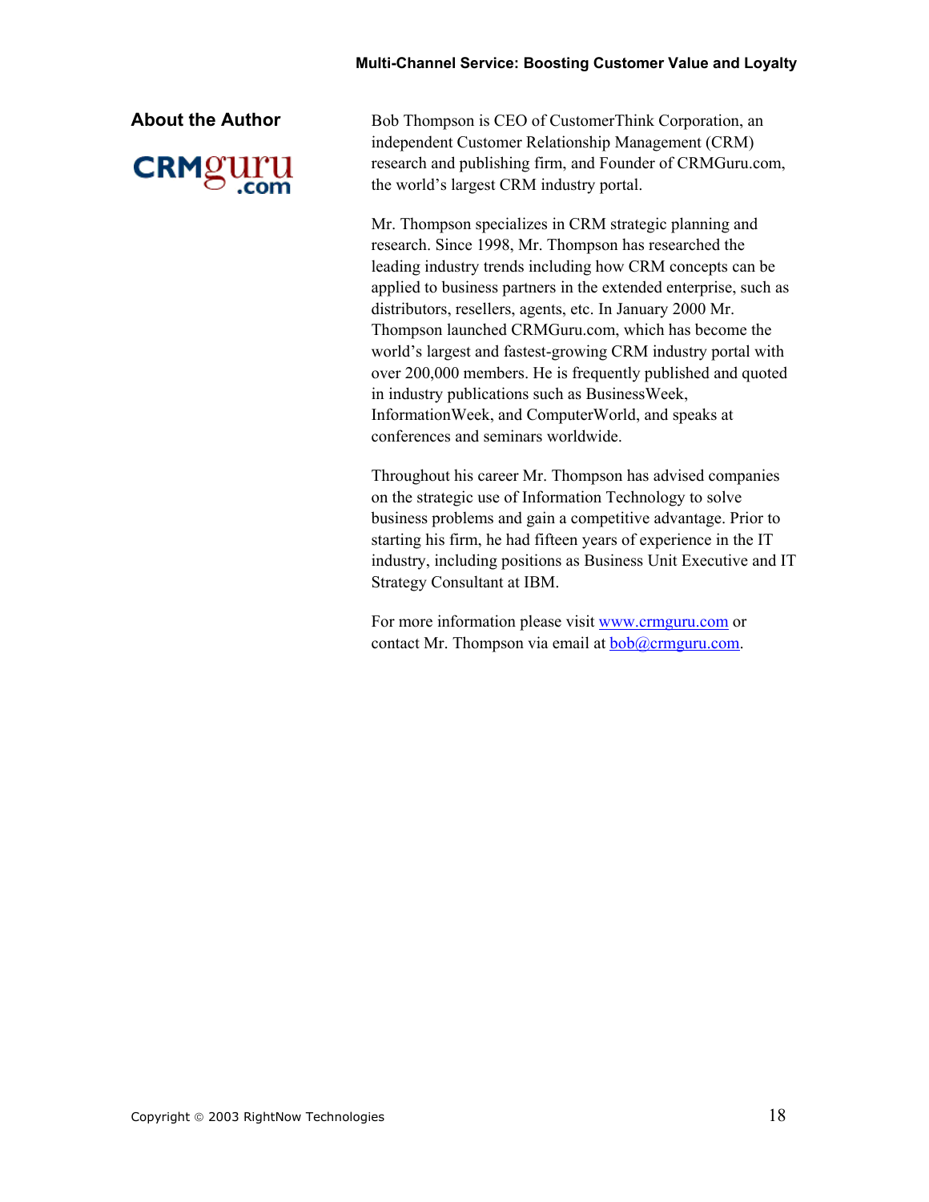## About the Author

CRMguru.com

Bob Thompson is CEO of CustomerThink Corporation, an independent Customer Relationship Management (CRM) research and publishing firm, and Founder of CRMGuru.com, the world's largest CRM industry portal.

Mr. Thompson specializes in CRM strategic planning and research. Since 1998, Mr. Thompson has researched the leading industry trends including how CRM concepts can be applied to business partners in the extended enterprise, such as distributors, resellers, agents, etc. In January 2000 Mr. Thompson launched CRMGuru.com, which has become the world's largest and fastest-growing CRM industry portal with over 200,000 members. He is frequently published and quoted in industry publications such as BusinessWeek, InformationWeek, and ComputerWorld, and speaks at conferences and seminars worldwide.

Throughout his career Mr. Thompson has advised companies on the strategic use of Information Technology to solve business problems and gain a competitive advantage. Prior to starting his firm, he had fifteen years of experience in the IT industry, including positions as Business Unit Executive and IT Strategy Consultant at IBM.

For more information please visit www.crmguru.com or contact Mr. Thompson via email at bob@crmguru.com.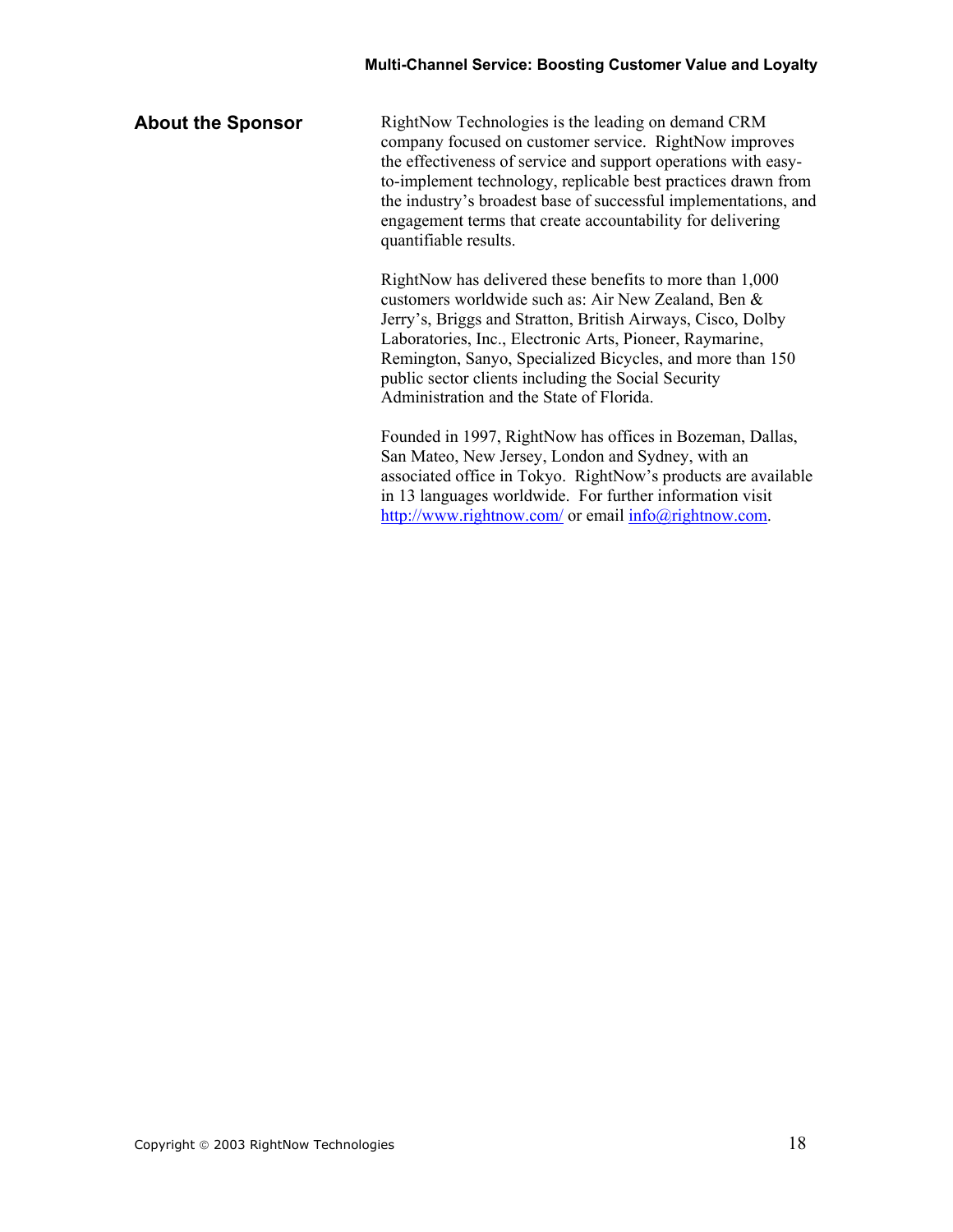## About the Sponsor

RightNow Technologies is the leading on demand CRM company focused on customer service. RightNow improves the effectiveness of service and support operations with easy-to-implement technology, replicable best practices drawn from the industry's broadest base of successful implementations, and engagement terms that create accountability for delivering quantifiable results.

RightNow has delivered these benefits to more than 1,000 customers worldwide such as: Air New Zealand, Ben & Jerry's, Briggs and Stratton, British Airways, Cisco, Dolby Laboratories, Inc., Electronic Arts, Pioneer, Raymarine, Remington, Sanyo, Specialized Bicycles, and more than 150 public sector clients including the Social Security Administration and the State of Florida.

Founded in 1997, RightNow has offices in Bozeman, Dallas, San Mateo, New Jersey, London and Sydney, with an associated office in Tokyo. RightNow's products are available in 13 languages worldwide. For further information visit http://www.rightnow.com/ or email info@rightnow.com.